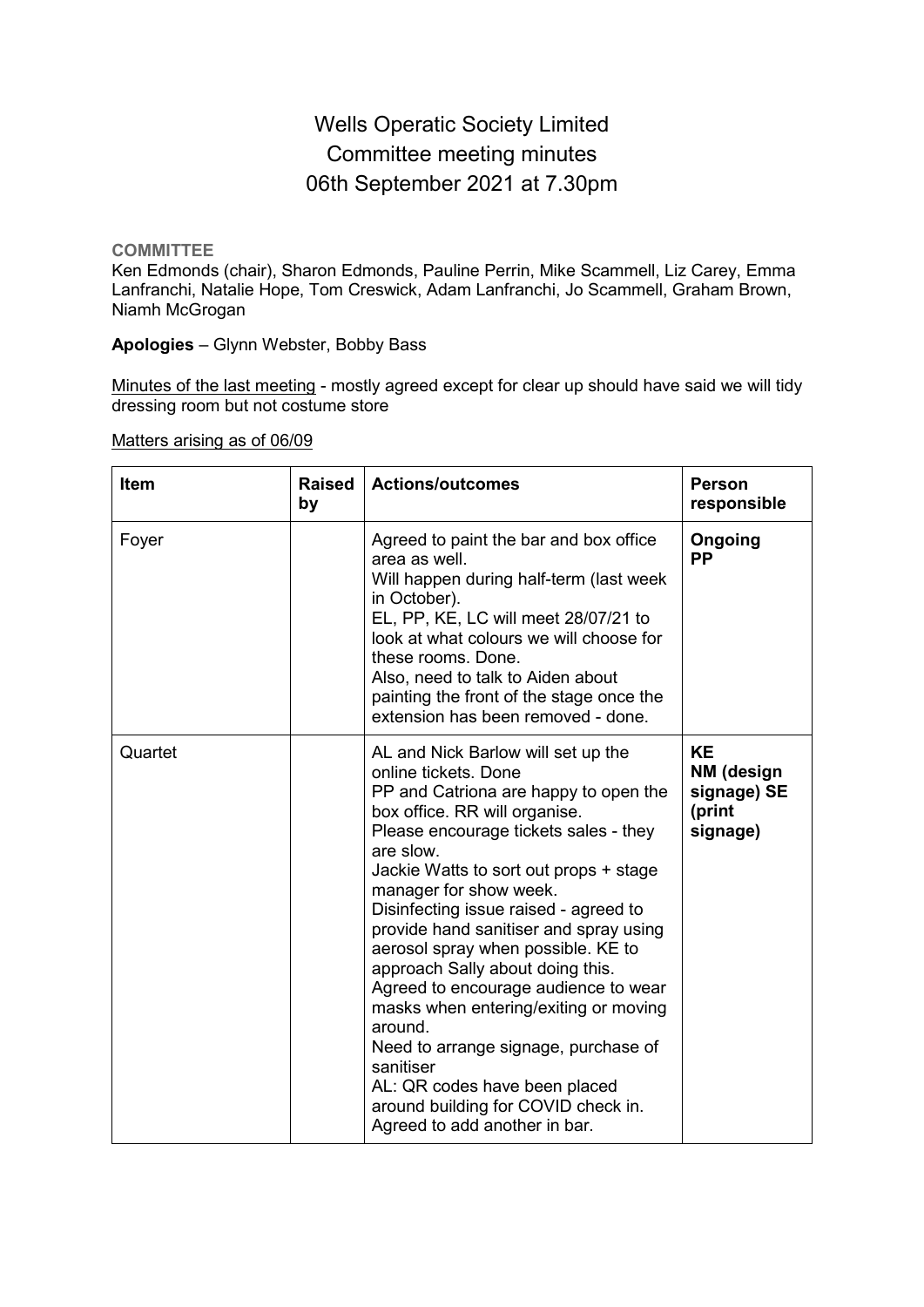# Wells Operatic Society Limited
# Committee meeting minutes
# 06th September 2021 at 7.30pm

**COMMITTEE**

Ken Edmonds (chair), Sharon Edmonds, Pauline Perrin, Mike Scammell, Liz Carey, Emma Lanfranchi, Natalie Hope, Tom Creswick, Adam Lanfranchi, Jo Scammell, Graham Brown, Niamh McGrogan

**Apologies** – Glynn Webster, Bobby Bass

Minutes of the last meeting - mostly agreed except for clear up should have said we will tidy dressing room but not costume store

Matters arising as of 06/09

| Item | Raised by | Actions/outcomes | Person responsible |
|---|---|---|---|
| Foyer | | Agreed to paint the bar and box office area as well.<br>Will happen during half-term (last week in October).<br>EL, PP, KE, LC will meet 28/07/21 to look at what colours we will choose for these rooms. Done.<br>Also, need to talk to Aiden about painting the front of the stage once the extension has been removed - done. | **Ongoing PP** |
| Quartet | | AL and Nick Barlow will set up the online tickets. Done<br>PP and Catriona are happy to open the box office. RR will organise.<br>Please encourage tickets sales - they are slow.<br>Jackie Watts to sort out props + stage manager for show week.<br>Disinfecting issue raised - agreed to provide hand sanitiser and spray using aerosol spray when possible. KE to approach Sally about doing this.<br>Agreed to encourage audience to wear masks when entering/exiting or moving around.<br>Need to arrange signage, purchase of sanitiser<br>AL: QR codes have been placed around building for COVID check in. Agreed to add another in bar. | **KE<br>NM (design signage) SE (print signage)** |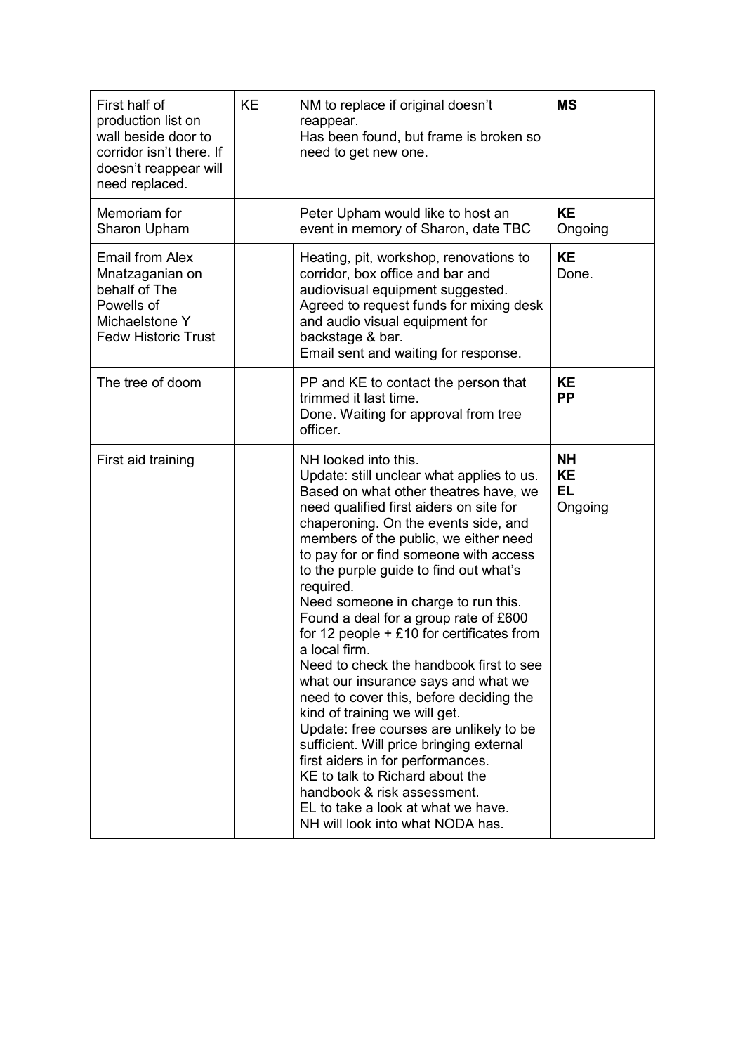| First half of production list on wall beside door to corridor isn't there. If doesn't reappear will need replaced. | KE | NM to replace if original doesn't reappear.<br>Has been found, but frame is broken so need to get new one. | **MS** |
|---|---|---|---|
| Memoriam for Sharon Upham | | Peter Upham would like to host an event in memory of Sharon, date TBC | **KE**<br>Ongoing |
| Email from Alex Mnatzaganian on behalf of The Powells of Michaelstone Y Fedw Historic Trust | | Heating, pit, workshop, renovations to corridor, box office and bar and audiovisual equipment suggested.<br>Agreed to request funds for mixing desk and audio visual equipment for backstage & bar.<br>Email sent and waiting for response. | **KE**<br>Done. |
| The tree of doom | | PP and KE to contact the person that trimmed it last time.<br>Done. Waiting for approval from tree officer. | **KE**<br>**PP** |
| First aid training | | NH looked into this.<br>Update: still unclear what applies to us. Based on what other theatres have, we need qualified first aiders on site for chaperoning. On the events side, and members of the public, we either need to pay for or find someone with access to the purple guide to find out what's required.<br>Need someone in charge to run this.<br>Found a deal for a group rate of £600 for 12 people + £10 for certificates from a local firm.<br>Need to check the handbook first to see what our insurance says and what we need to cover this, before deciding the kind of training we will get.<br>Update: free courses are unlikely to be sufficient. Will price bringing external first aiders in for performances.<br>KE to talk to Richard about the handbook & risk assessment.<br>EL to take a look at what we have.<br>NH will look into what NODA has. | **NH**<br>**KE**<br>**EL**<br>Ongoing |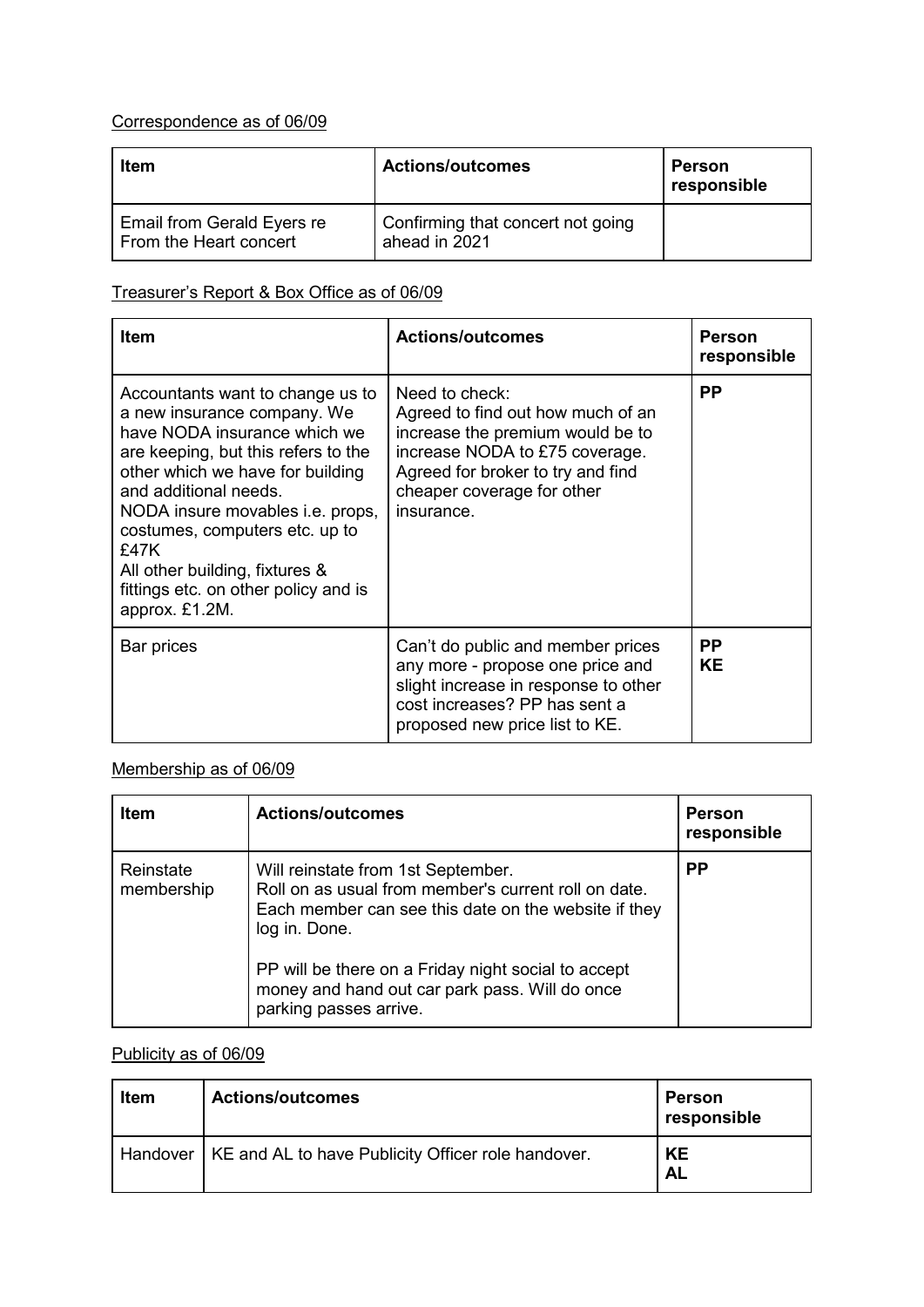Correspondence as of 06/09

| Item | Actions/outcomes | Person responsible |
|---|---|---|
| Email from Gerald Eyers re From the Heart concert | Confirming that concert not going ahead in 2021 | |

Treasurer's Report & Box Office as of 06/09

| Item | Actions/outcomes | Person responsible |
|---|---|---|
| Accountants want to change us to a new insurance company. We have NODA insurance which we are keeping, but this refers to the other which we have for building and additional needs.<br>NODA insure movables i.e. props, costumes, computers etc. up to £47K<br>All other building, fixtures & fittings etc. on other policy and is approx. £1.2M. | Need to check:<br>Agreed to find out how much of an increase the premium would be to increase NODA to £75 coverage.<br>Agreed for broker to try and find cheaper coverage for other insurance. | **PP** |
| Bar prices | Can't do public and member prices any more - propose one price and slight increase in response to other cost increases? PP has sent a proposed new price list to KE. | **PP**<br>**KE** |

Membership as of 06/09

| Item | Actions/outcomes | Person responsible |
|---|---|---|
| Reinstate membership | Will reinstate from 1st September.<br>Roll on as usual from member's current roll on date. Each member can see this date on the website if they log in. Done.<br><br>PP will be there on a Friday night social to accept money and hand out car park pass. Will do once parking passes arrive. | **PP** |

Publicity as of 06/09

| Item | Actions/outcomes | Person responsible |
|---|---|---|
| Handover | KE and AL to have Publicity Officer role handover. | **KE**<br>**AL** |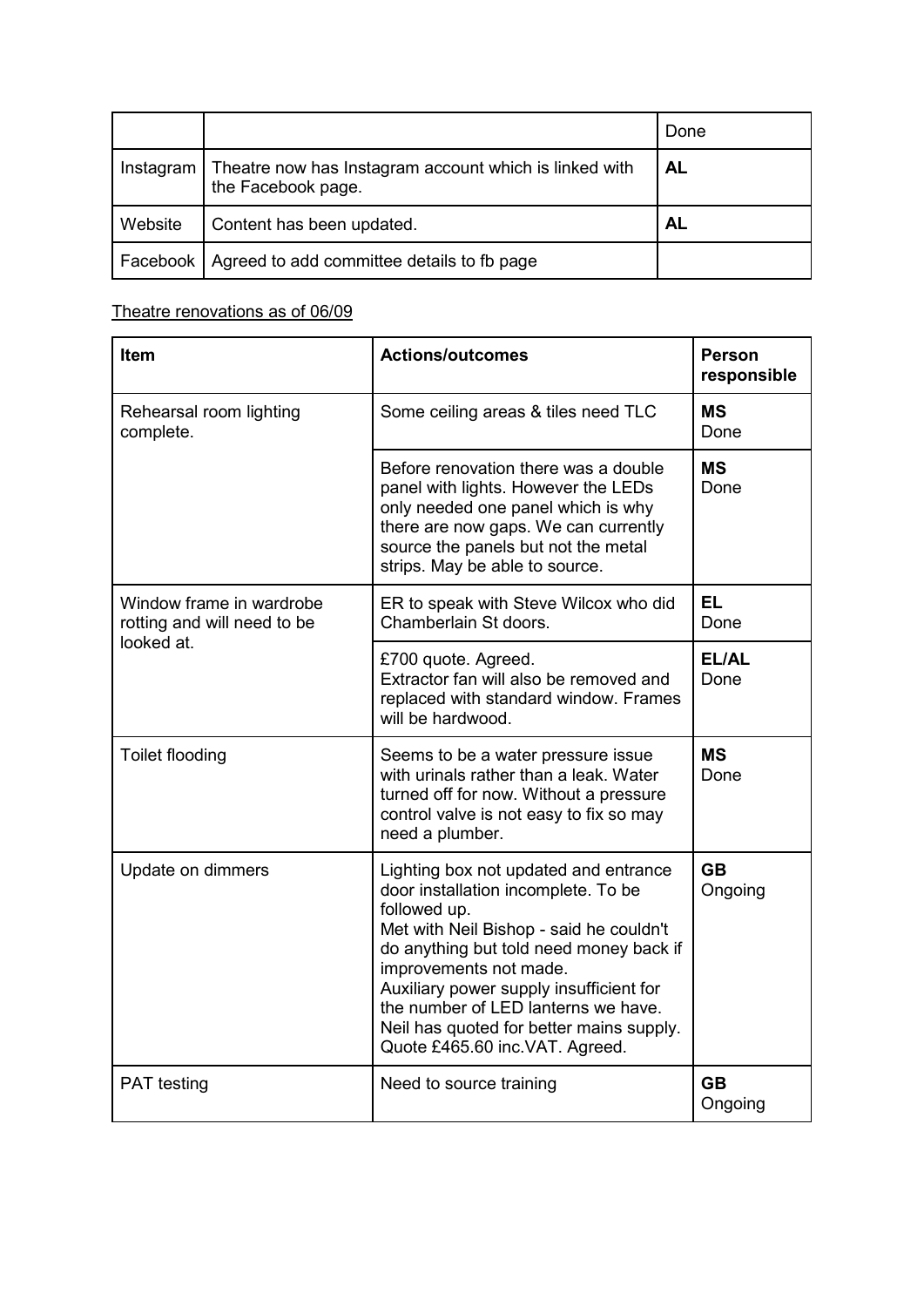| | | Done |
|---|---|---|
| Instagram | Theatre now has Instagram account which is linked with the Facebook page. | **AL** |
| Website | Content has been updated. | **AL** |
| Facebook | Agreed to add committee details to fb page | |

Theatre renovations as of 06/09

| **Item** | **Actions/outcomes** | **Person responsible** |
|---|---|---|
| Rehearsal room lighting complete. | Some ceiling areas & tiles need TLC | **MS** Done |
| | Before renovation there was a double panel with lights. However the LEDs only needed one panel which is why there are now gaps. We can currently source the panels but not the metal strips. May be able to source. | **MS** Done |
| Window frame in wardrobe rotting and will need to be looked at. | ER to speak with Steve Wilcox who did Chamberlain St doors. | **EL** Done |
| | £700 quote. Agreed. Extractor fan will also be removed and replaced with standard window. Frames will be hardwood. | **EL/AL** Done |
| Toilet flooding | Seems to be a water pressure issue with urinals rather than a leak. Water turned off for now. Without a pressure control valve is not easy to fix so may need a plumber. | **MS** Done |
| Update on dimmers | Lighting box not updated and entrance door installation incomplete. To be followed up. Met with Neil Bishop - said he couldn't do anything but told need money back if improvements not made. Auxiliary power supply insufficient for the number of LED lanterns we have. Neil has quoted for better mains supply. Quote £465.60 inc.VAT. Agreed. | **GB** Ongoing |
| PAT testing | Need to source training | **GB** Ongoing |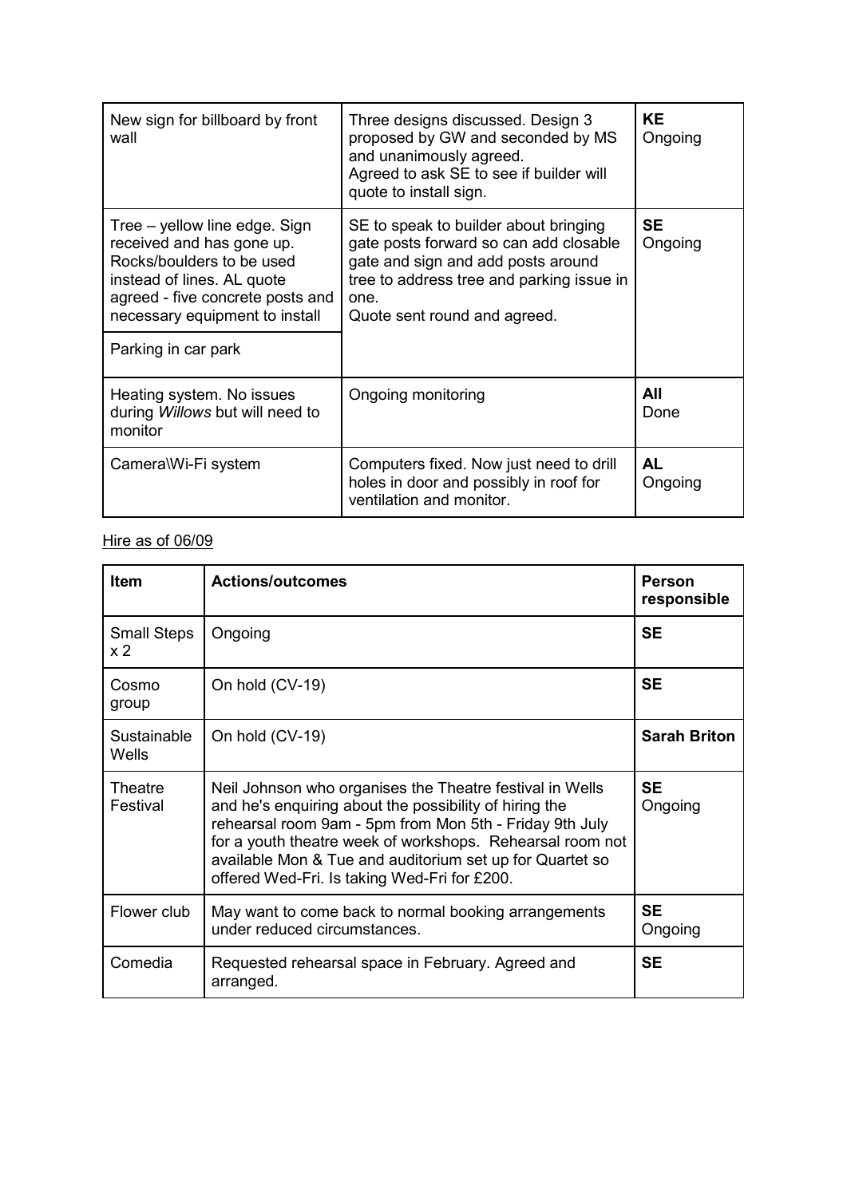| | | |
|---|---|---|
| New sign for billboard by front wall | Three designs discussed. Design 3 proposed by GW and seconded by MS and unanimously agreed. Agreed to ask SE to see if builder will quote to install sign. | **KE** Ongoing |
| Tree – yellow line edge. Sign received and has gone up. Rocks/boulders to be used instead of lines. AL quote agreed - five concrete posts and necessary equipment to install<br><br>Parking in car park | SE to speak to builder about bringing gate posts forward so can add closable gate and sign and add posts around tree to address tree and parking issue in one.<br>Quote sent round and agreed. | **SE** Ongoing |
| Heating system. No issues during *Willows* but will need to monitor | Ongoing monitoring | **All** Done |
| Camera\Wi-Fi system | Computers fixed. Now just need to drill holes in door and possibly in roof for ventilation and monitor. | **AL** Ongoing |

Hire as of 06/09

| Item | Actions/outcomes | Person responsible |
|---|---|---|
| Small Steps x 2 | Ongoing | **SE** |
| Cosmo group | On hold (CV-19) | **SE** |
| Sustainable Wells | On hold (CV-19) | **Sarah Briton** |
| Theatre Festival | Neil Johnson who organises the Theatre festival in Wells and he's enquiring about the possibility of hiring the rehearsal room 9am - 5pm from Mon 5th - Friday 9th July for a youth theatre week of workshops. Rehearsal room not available Mon & Tue and auditorium set up for Quartet so offered Wed-Fri. Is taking Wed-Fri for £200. | **SE** Ongoing |
| Flower club | May want to come back to normal booking arrangements under reduced circumstances. | **SE** Ongoing |
| Comedia | Requested rehearsal space in February. Agreed and arranged. | **SE** |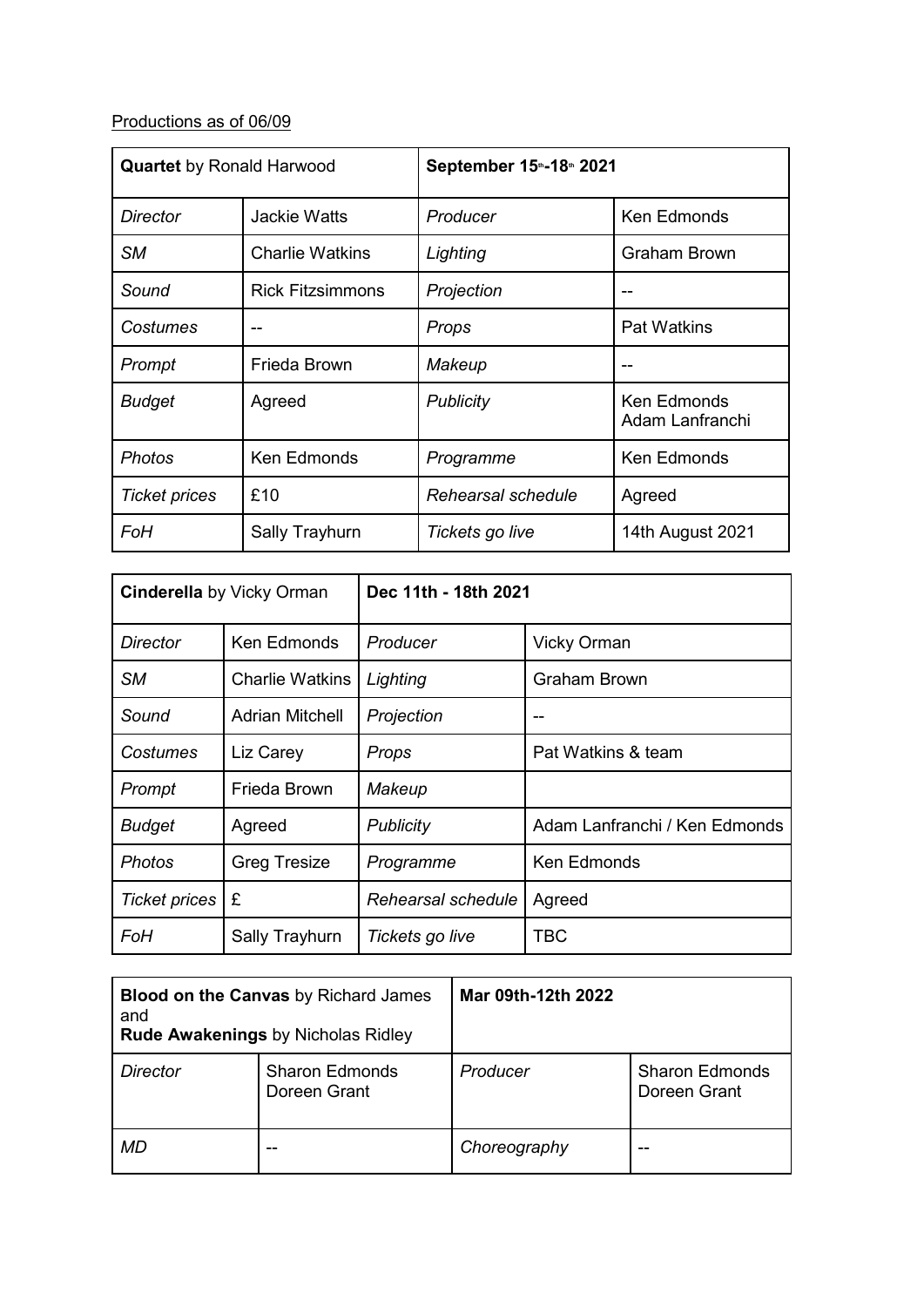Productions as of 06/09

| **Quartet** by Ronald Harwood | | **September 15th-18th 2021** | |
|---|---|---|---|
| *Director* | Jackie Watts | *Producer* | Ken Edmonds |
| *SM* | Charlie Watkins | *Lighting* | Graham Brown |
| *Sound* | Rick Fitzsimmons | *Projection* | -- |
| *Costumes* | -- | *Props* | Pat Watkins |
| *Prompt* | Frieda Brown | *Makeup* | -- |
| *Budget* | Agreed | *Publicity* | Ken Edmonds<br>Adam Lanfranchi |
| *Photos* | Ken Edmonds | *Programme* | Ken Edmonds |
| *Ticket prices* | £10 | *Rehearsal schedule* | Agreed |
| *FoH* | Sally Trayhurn | *Tickets go live* | 14th August 2021 |

| **Cinderella** by Vicky Orman | | **Dec 11th - 18th 2021** | |
|---|---|---|---|
| *Director* | Ken Edmonds | *Producer* | Vicky Orman |
| *SM* | Charlie Watkins | *Lighting* | Graham Brown |
| *Sound* | Adrian Mitchell | *Projection* | -- |
| *Costumes* | Liz Carey | *Props* | Pat Watkins & team |
| *Prompt* | Frieda Brown | *Makeup* | |
| *Budget* | Agreed | *Publicity* | Adam Lanfranchi / Ken Edmonds |
| *Photos* | Greg Tresize | *Programme* | Ken Edmonds |
| *Ticket prices* | £ | *Rehearsal schedule* | Agreed |
| *FoH* | Sally Trayhurn | *Tickets go live* | TBC |

| **Blood on the Canvas** by Richard James and<br>**Rude Awakenings** by Nicholas Ridley | | **Mar 09th-12th 2022** | |
|---|---|---|---|
| *Director* | Sharon Edmonds<br>Doreen Grant | *Producer* | Sharon Edmonds<br>Doreen Grant |
| *MD* | -- | *Choreography* | -- |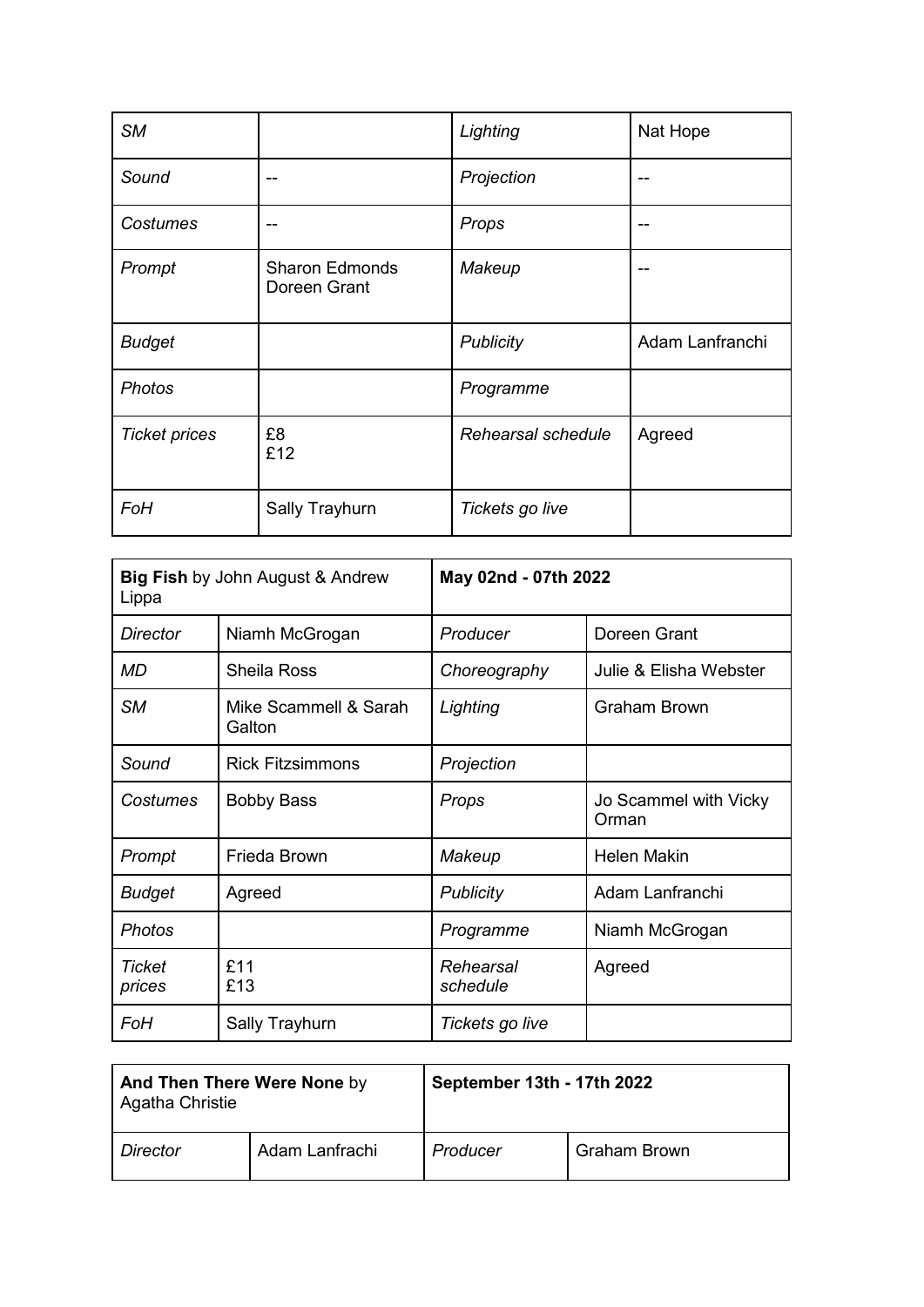| *SM* | | *Lighting* | Nat Hope |
|---|---|---|---|
| *Sound* | -- | *Projection* | -- |
| *Costumes* | -- | *Props* | -- |
| *Prompt* | Sharon Edmonds<br>Doreen Grant | *Makeup* | -- |
| *Budget* | | *Publicity* | Adam Lanfranchi |
| *Photos* | | *Programme* | |
| *Ticket prices* | £8<br>£12 | *Rehearsal schedule* | Agreed |
| *FoH* | Sally Trayhurn | *Tickets go live* | |

| **Big Fish** by John August & Andrew Lippa | | **May 02nd - 07th 2022** | |
|---|---|---|---|
| *Director* | Niamh McGrogan | *Producer* | Doreen Grant |
| *MD* | Sheila Ross | *Choreography* | Julie & Elisha Webster |
| *SM* | Mike Scammell & Sarah Galton | *Lighting* | Graham Brown |
| *Sound* | Rick Fitzsimmons | *Projection* | |
| *Costumes* | Bobby Bass | *Props* | Jo Scammel with Vicky Orman |
| *Prompt* | Frieda Brown | *Makeup* | Helen Makin |
| *Budget* | Agreed | *Publicity* | Adam Lanfranchi |
| *Photos* | | *Programme* | Niamh McGrogan |
| *Ticket prices* | £11<br>£13 | *Rehearsal schedule* | Agreed |
| *FoH* | Sally Trayhurn | *Tickets go live* | |

| **And Then There Were None** by Agatha Christie | | **September 13th - 17th 2022** | |
|---|---|---|---|
| *Director* | Adam Lanfrachi | *Producer* | Graham Brown |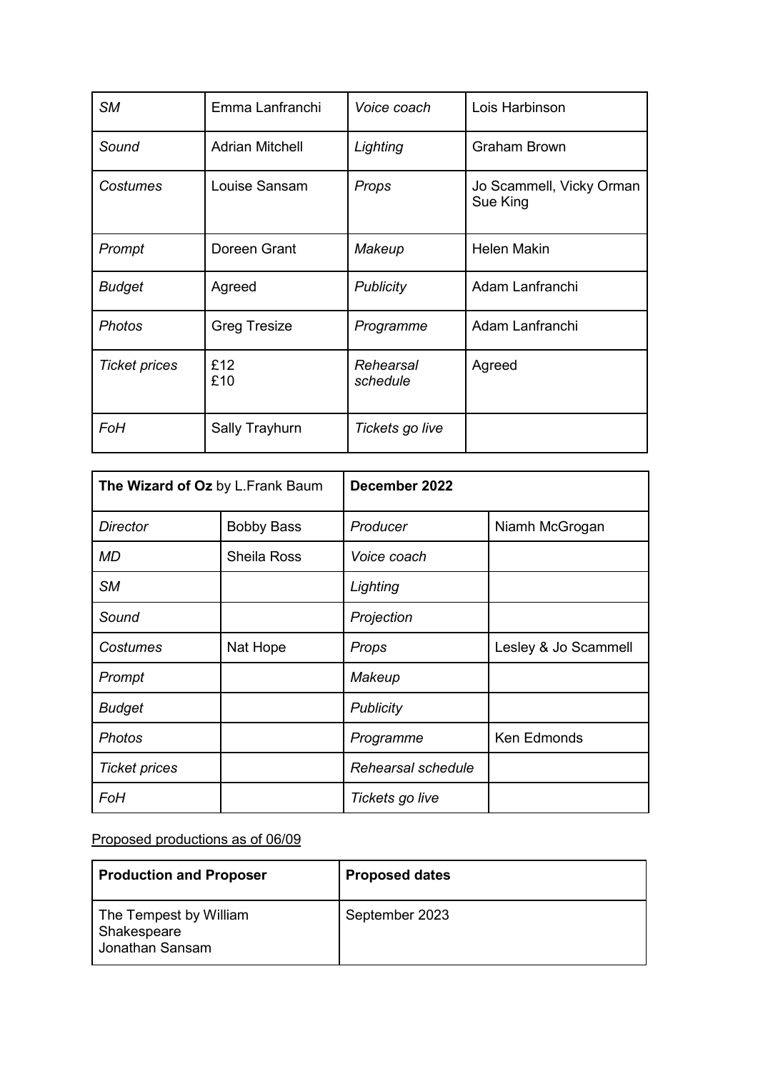| *SM* | Emma Lanfranchi | *Voice coach* | Lois Harbinson |
|---|---|---|---|
| *Sound* | Adrian Mitchell | *Lighting* | Graham Brown |
| *Costumes* | Louise Sansam | *Props* | Jo Scammell, Vicky Orman Sue King |
| *Prompt* | Doreen Grant | *Makeup* | Helen Makin |
| *Budget* | Agreed | *Publicity* | Adam Lanfranchi |
| *Photos* | Greg Tresize | *Programme* | Adam Lanfranchi |
| *Ticket prices* | £12 £10 | *Rehearsal schedule* | Agreed |
| *FoH* | Sally Trayhurn | *Tickets go live* | |

| **The Wizard of Oz** by L.Frank Baum | | **December 2022** | |
|---|---|---|---|
| *Director* | Bobby Bass | *Producer* | Niamh McGrogan |
| *MD* | Sheila Ross | *Voice coach* | |
| *SM* | | *Lighting* | |
| *Sound* | | *Projection* | |
| *Costumes* | Nat Hope | *Props* | Lesley & Jo Scammell |
| *Prompt* | | *Makeup* | |
| *Budget* | | *Publicity* | |
| *Photos* | | *Programme* | Ken Edmonds |
| *Ticket prices* | | *Rehearsal schedule* | |
| *FoH* | | *Tickets go live* | |

<u>Proposed productions as of 06/09</u>

| **Production and Proposer** | **Proposed dates** |
|---|---|
| The Tempest by William Shakespeare Jonathan Sansam | September 2023 |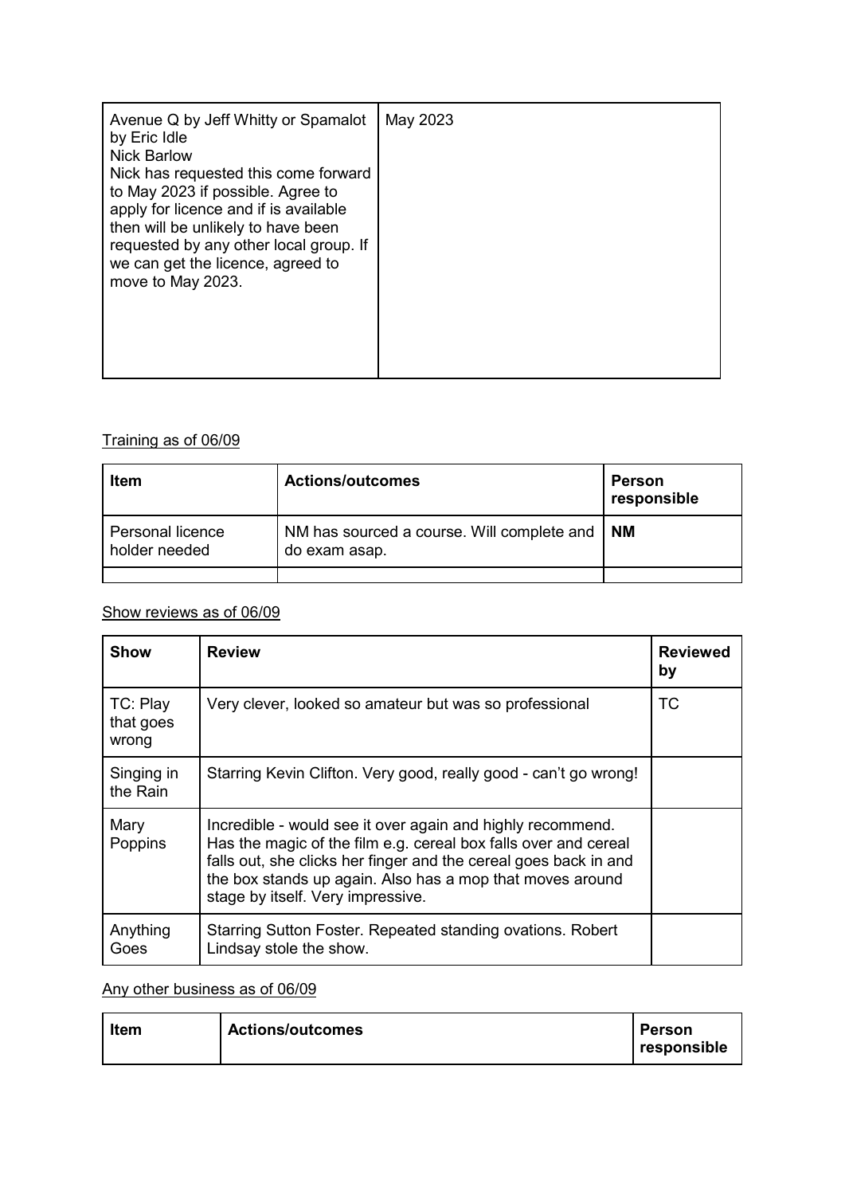| | |
|---|---|
| Avenue Q by Jeff Whitty or Spamalot by Eric Idle<br>Nick Barlow<br>Nick has requested this come forward to May 2023 if possible. Agree to apply for licence and if is available then will be unlikely to have been requested by any other local group. If we can get the licence, agreed to move to May 2023. | May 2023 |

Training as of 06/09

| Item | Actions/outcomes | Person responsible |
|---|---|---|
| Personal licence holder needed | NM has sourced a course. Will complete and do exam asap. | **NM** |
| | | |

Show reviews as of 06/09

| Show | Review | Reviewed by |
|---|---|---|
| TC: Play that goes wrong | Very clever, looked so amateur but was so professional | TC |
| Singing in the Rain | Starring Kevin Clifton. Very good, really good - can't go wrong! | |
| Mary Poppins | Incredible - would see it over again and highly recommend. Has the magic of the film e.g. cereal box falls over and cereal falls out, she clicks her finger and the cereal goes back in and the box stands up again. Also has a mop that moves around stage by itself. Very impressive. | |
| Anything Goes | Starring Sutton Foster. Repeated standing ovations. Robert Lindsay stole the show. | |

Any other business as of 06/09

| Item | Actions/outcomes | Person responsible |
|---|---|---|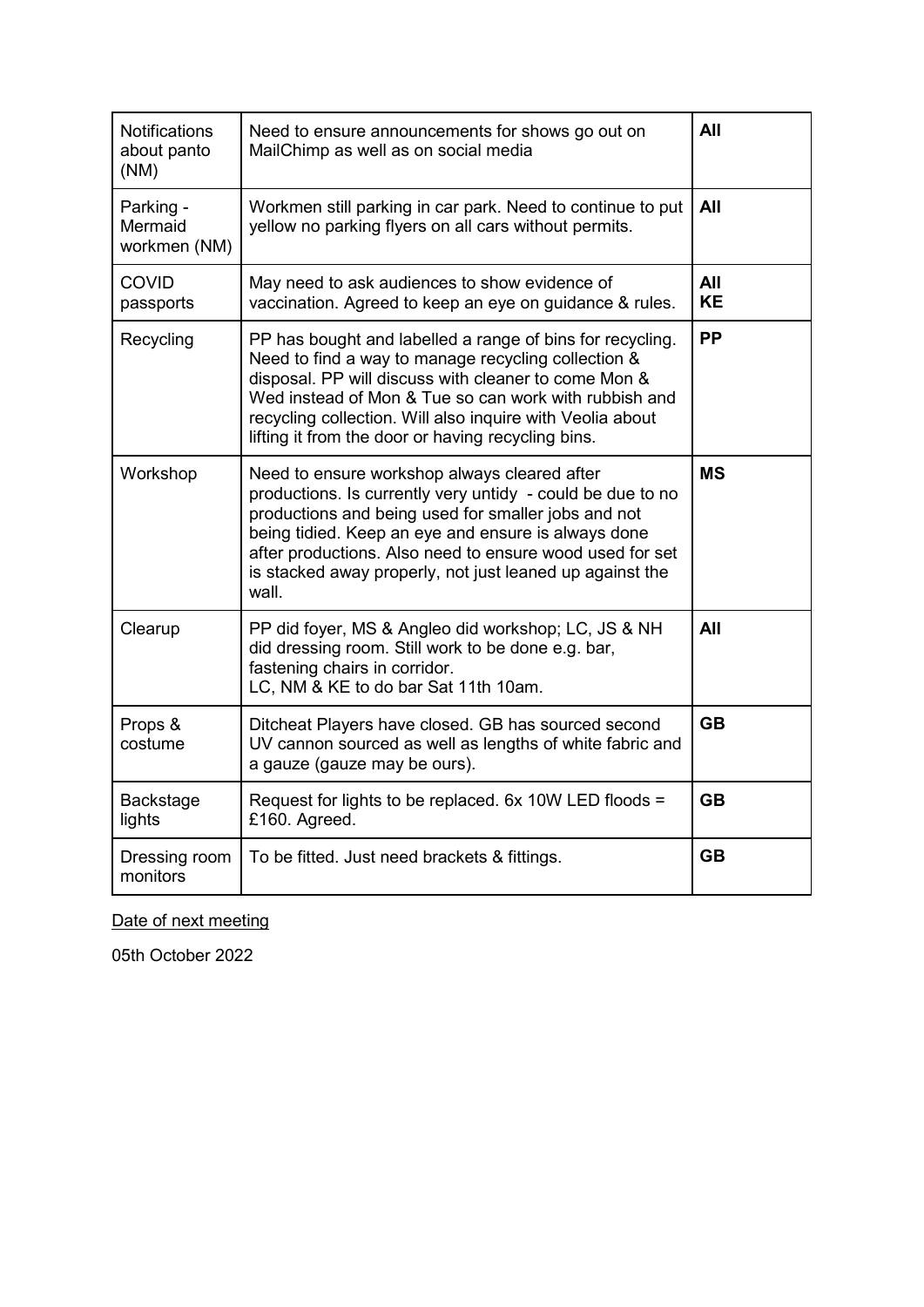| | | |
|---|---|---|
| Notifications about panto (NM) | Need to ensure announcements for shows go out on MailChimp as well as on social media | **All** |
| Parking - Mermaid workmen (NM) | Workmen still parking in car park. Need to continue to put yellow no parking flyers on all cars without permits. | **All** |
| COVID passports | May need to ask audiences to show evidence of vaccination. Agreed to keep an eye on guidance & rules. | **All**<br>**KE** |
| Recycling | PP has bought and labelled a range of bins for recycling. Need to find a way to manage recycling collection & disposal. PP will discuss with cleaner to come Mon & Wed instead of Mon & Tue so can work with rubbish and recycling collection. Will also inquire with Veolia about lifting it from the door or having recycling bins. | **PP** |
| Workshop | Need to ensure workshop always cleared after productions. Is currently very untidy - could be due to no productions and being used for smaller jobs and not being tidied. Keep an eye and ensure is always done after productions. Also need to ensure wood used for set is stacked away properly, not just leaned up against the wall. | **MS** |
| Clearup | PP did foyer, MS & Angleo did workshop; LC, JS & NH did dressing room. Still work to be done e.g. bar, fastening chairs in corridor.<br>LC, NM & KE to do bar Sat 11th 10am. | **All** |
| Props & costume | Ditcheat Players have closed. GB has sourced second UV cannon sourced as well as lengths of white fabric and a gauze (gauze may be ours). | **GB** |
| Backstage lights | Request for lights to be replaced. 6x 10W LED floods = £160. Agreed. | **GB** |
| Dressing room monitors | To be fitted. Just need brackets & fittings. | **GB** |

<u>Date of next meeting</u>

05th October 2022